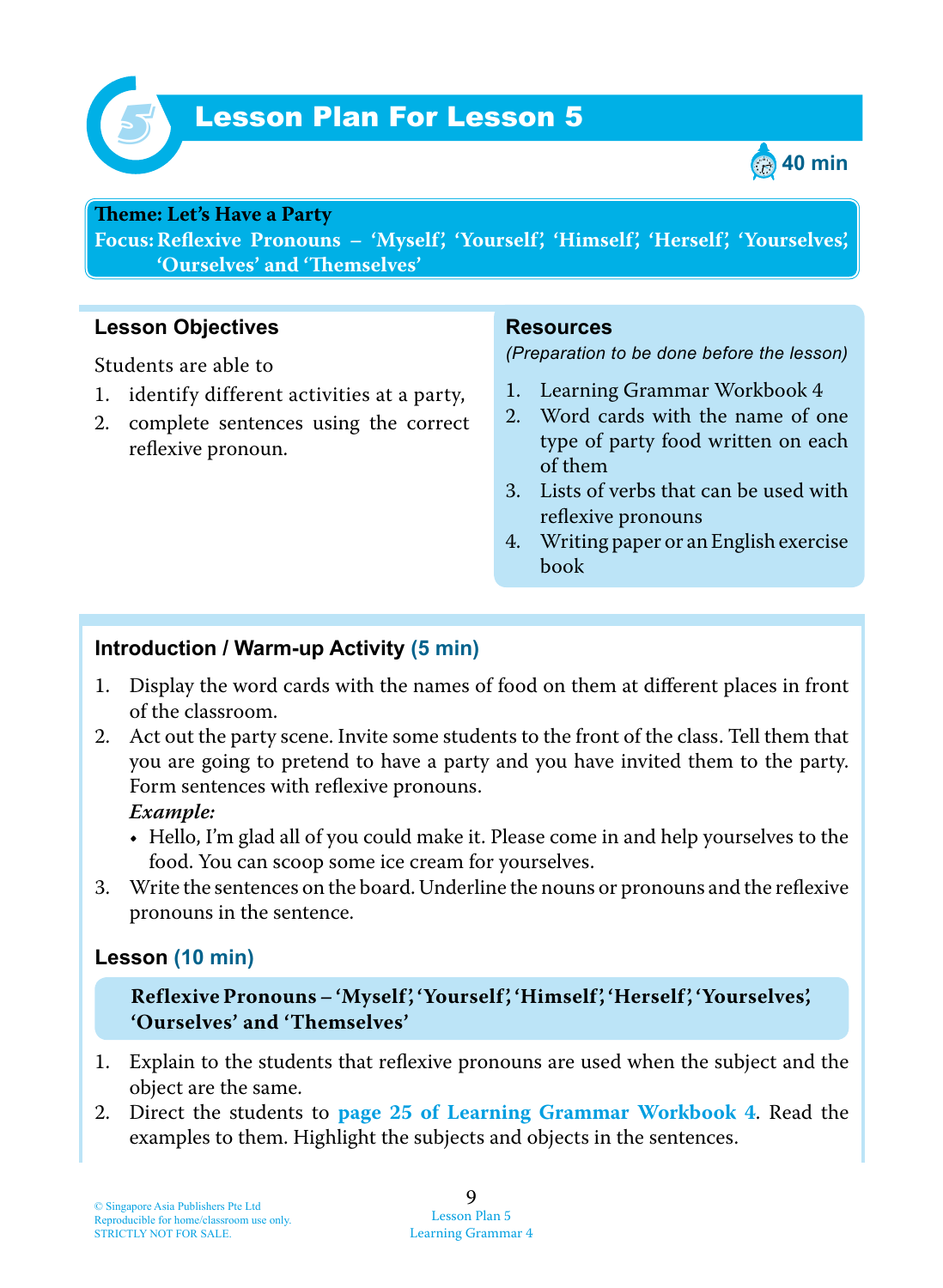# Lesson Plan For Lesson 5

40 min

**Theme: Let's Have a Party**
**Focus: Reflexive Pronouns – 'Myself', 'Yourself', 'Himself', 'Herself', 'Yourselves', 'Ourselves' and 'Themselves'**

## Lesson Objectives

Students are able to

1. identify different activities at a party,
2. complete sentences using the correct reflexive pronoun.

## Resources

*(Preparation to be done before the lesson)*

1. Learning Grammar Workbook 4
2. Word cards with the name of one type of party food written on each of them
3. Lists of verbs that can be used with reflexive pronouns
4. Writing paper or an English exercise book

## Introduction / Warm-up Activity (5 min)

1. Display the word cards with the names of food on them at different places in front of the classroom.
2. Act out the party scene. Invite some students to the front of the class. Tell them that you are going to pretend to have a party and you have invited them to the party. Form sentences with reflexive pronouns.
   ***Example:***
   - Hello, I'm glad all of you could make it. Please come in and help yourselves to the food. You can scoop some ice cream for yourselves.
3. Write the sentences on the board. Underline the nouns or pronouns and the reflexive pronouns in the sentence.

## Lesson (10 min)

**Reflexive Pronouns – 'Myself', 'Yourself', 'Himself', 'Herself', 'Yourselves', 'Ourselves' and 'Themselves'**

1. Explain to the students that reflexive pronouns are used when the subject and the object are the same.
2. Direct the students to **page 25 of Learning Grammar Workbook 4**. Read the examples to them. Highlight the subjects and objects in the sentences.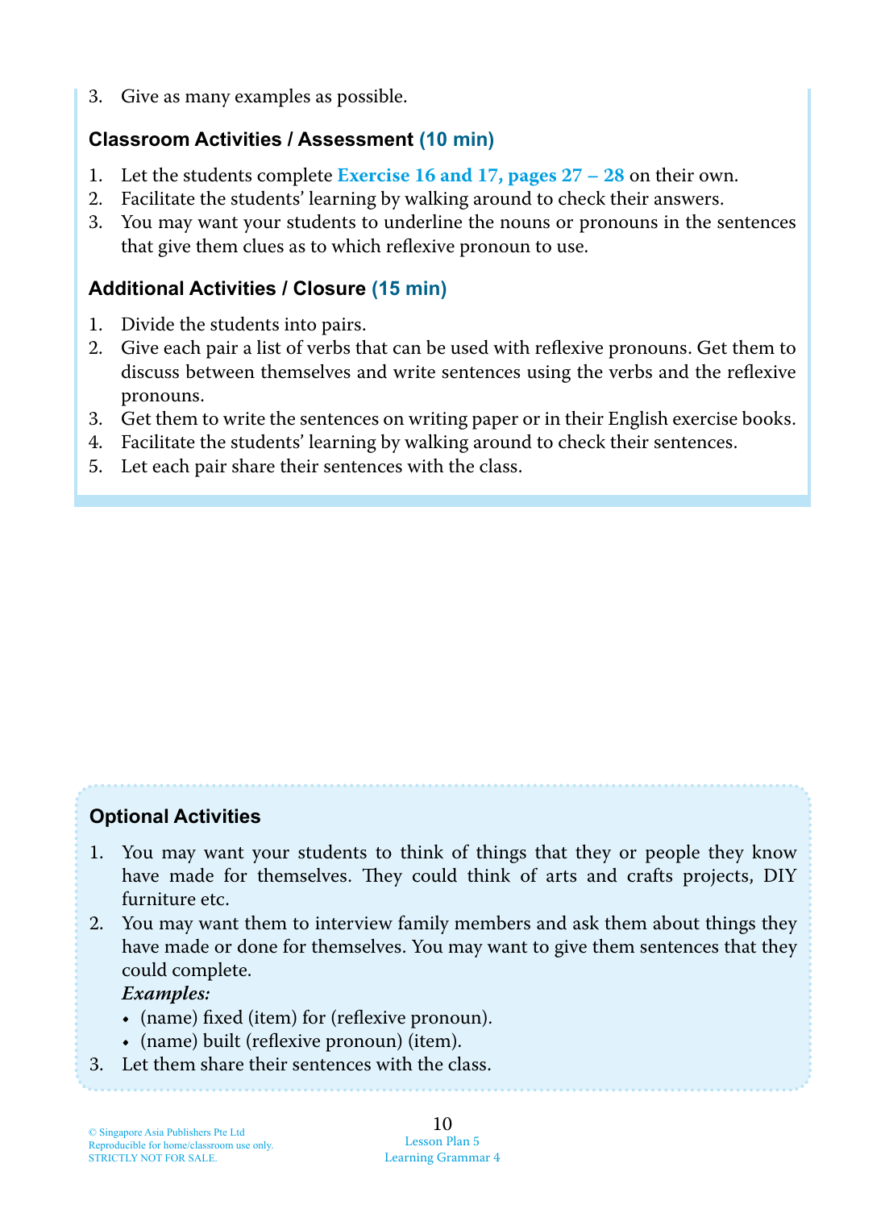3. Give as many examples as possible.

### Classroom Activities / Assessment (10 min)

1. Let the students complete **Exercise 16 and 17, pages 27 – 28** on their own.
2. Facilitate the students' learning by walking around to check their answers.
3. You may want your students to underline the nouns or pronouns in the sentences that give them clues as to which reflexive pronoun to use.

### Additional Activities / Closure (15 min)

1. Divide the students into pairs.
2. Give each pair a list of verbs that can be used with reflexive pronouns. Get them to discuss between themselves and write sentences using the verbs and the reflexive pronouns.
3. Get them to write the sentences on writing paper or in their English exercise books.
4. Facilitate the students' learning by walking around to check their sentences.
5. Let each pair share their sentences with the class.

### Optional Activities

1. You may want your students to think of things that they or people they know have made for themselves. They could think of arts and crafts projects, DIY furniture etc.
2. You may want them to interview family members and ask them about things they have made or done for themselves. You may want to give them sentences that they could complete.

   ***Examples:***
   - (name) fixed (item) for (reflexive pronoun).
   - (name) built (reflexive pronoun) (item).
3. Let them share their sentences with the class.

© Singapore Asia Publishers Pte Ltd
Reproducible for home/classroom use only.
STRICTLY NOT FOR SALE.